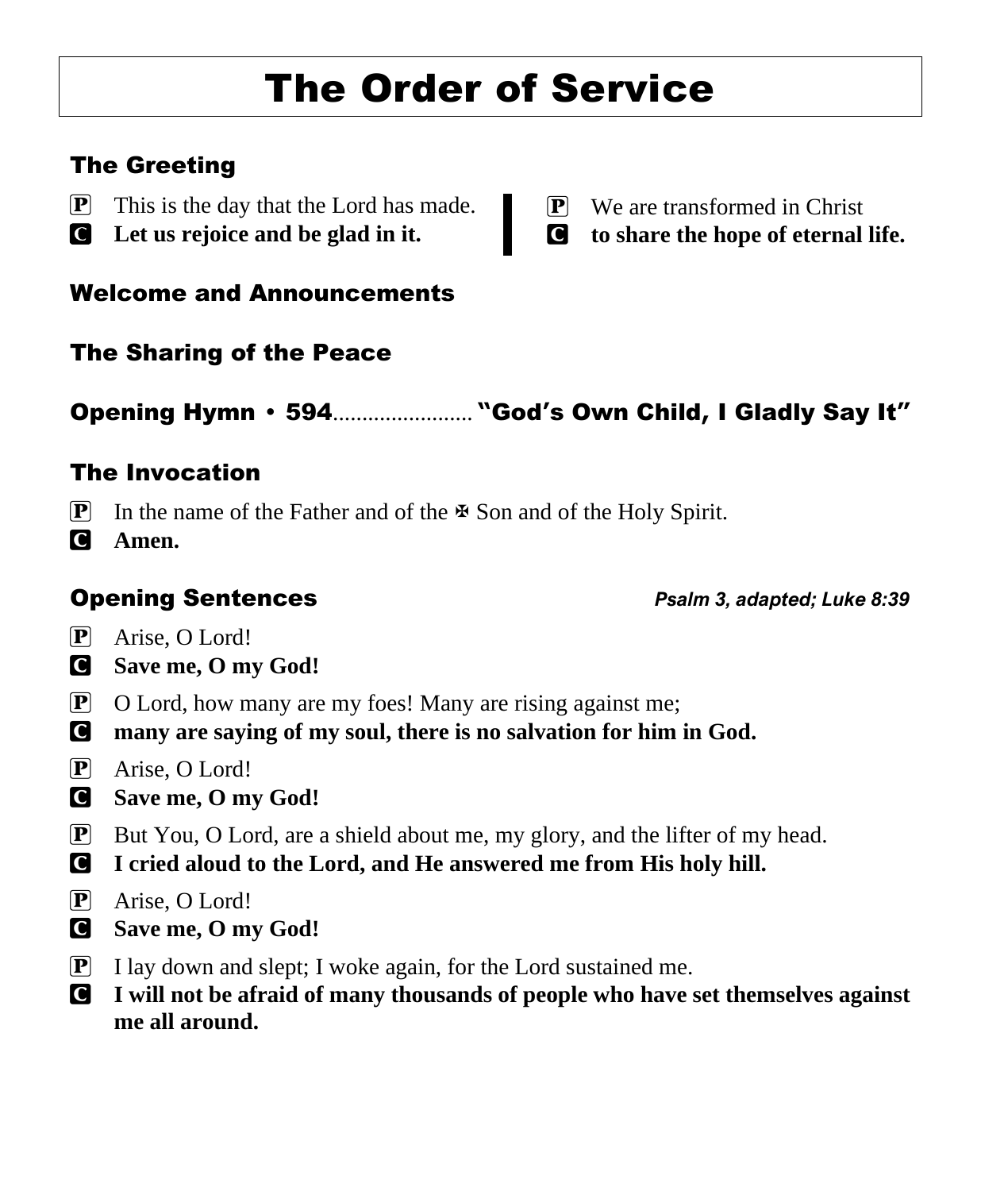# The Order of Service

## The Greeting

P This is the day that the Lord has made.
C **Let us rejoice and be glad in it.**

P We are transformed in Christ
C **to share the hope of eternal life.**

## Welcome and Announcements

## The Sharing of the Peace

## Opening Hymn • 594........................ "God's Own Child, I Gladly Say It"

## The Invocation

P In the name of the Father and of the ✠ Son and of the Holy Spirit.
C **Amen.**

## Opening Sentences *Psalm 3, adapted; Luke 8:39*

P Arise, O Lord!
C **Save me, O my God!**

P O Lord, how many are my foes! Many are rising against me;
C **many are saying of my soul, there is no salvation for him in God.**

P Arise, O Lord!
C **Save me, O my God!**

P But You, O Lord, are a shield about me, my glory, and the lifter of my head.
C **I cried aloud to the Lord, and He answered me from His holy hill.**

P Arise, O Lord!
C **Save me, O my God!**

P I lay down and slept; I woke again, for the Lord sustained me.
C **I will not be afraid of many thousands of people who have set themselves against me all around.**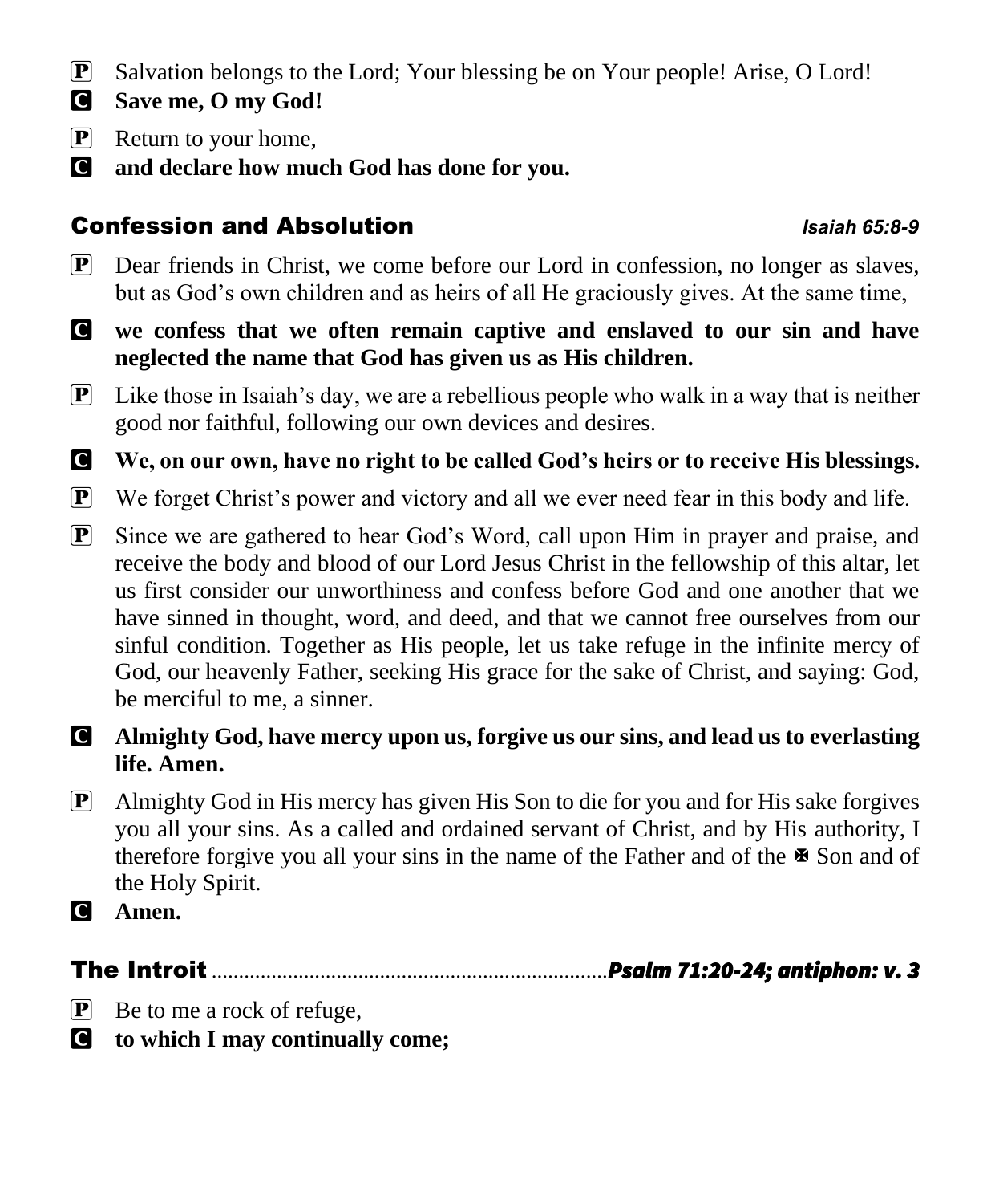P Salvation belongs to the Lord; Your blessing be on Your people! Arise, O Lord!

C **Save me, O my God!**

P Return to your home,

C **and declare how much God has done for you.**

## Confession and Absolution *Isaiah 65:8-9*

P Dear friends in Christ, we come before our Lord in confession, no longer as slaves, but as God's own children and as heirs of all He graciously gives. At the same time,

C **we confess that we often remain captive and enslaved to our sin and have neglected the name that God has given us as His children.**

P Like those in Isaiah's day, we are a rebellious people who walk in a way that is neither good nor faithful, following our own devices and desires.

C **We, on our own, have no right to be called God's heirs or to receive His blessings.**

P We forget Christ's power and victory and all we ever need fear in this body and life.

P Since we are gathered to hear God's Word, call upon Him in prayer and praise, and receive the body and blood of our Lord Jesus Christ in the fellowship of this altar, let us first consider our unworthiness and confess before God and one another that we have sinned in thought, word, and deed, and that we cannot free ourselves from our sinful condition. Together as His people, let us take refuge in the infinite mercy of God, our heavenly Father, seeking His grace for the sake of Christ, and saying: God, be merciful to me, a sinner.

C **Almighty God, have mercy upon us, forgive us our sins, and lead us to everlasting life. Amen.**

P Almighty God in His mercy has given His Son to die for you and for His sake forgives you all your sins. As a called and ordained servant of Christ, and by His authority, I therefore forgive you all your sins in the name of the Father and of the ✠ Son and of the Holy Spirit.

C **Amen.**

## The Introit ........ *Psalm 71:20-24; antiphon: v. 3*

P Be to me a rock of refuge,

C **to which I may continually come;**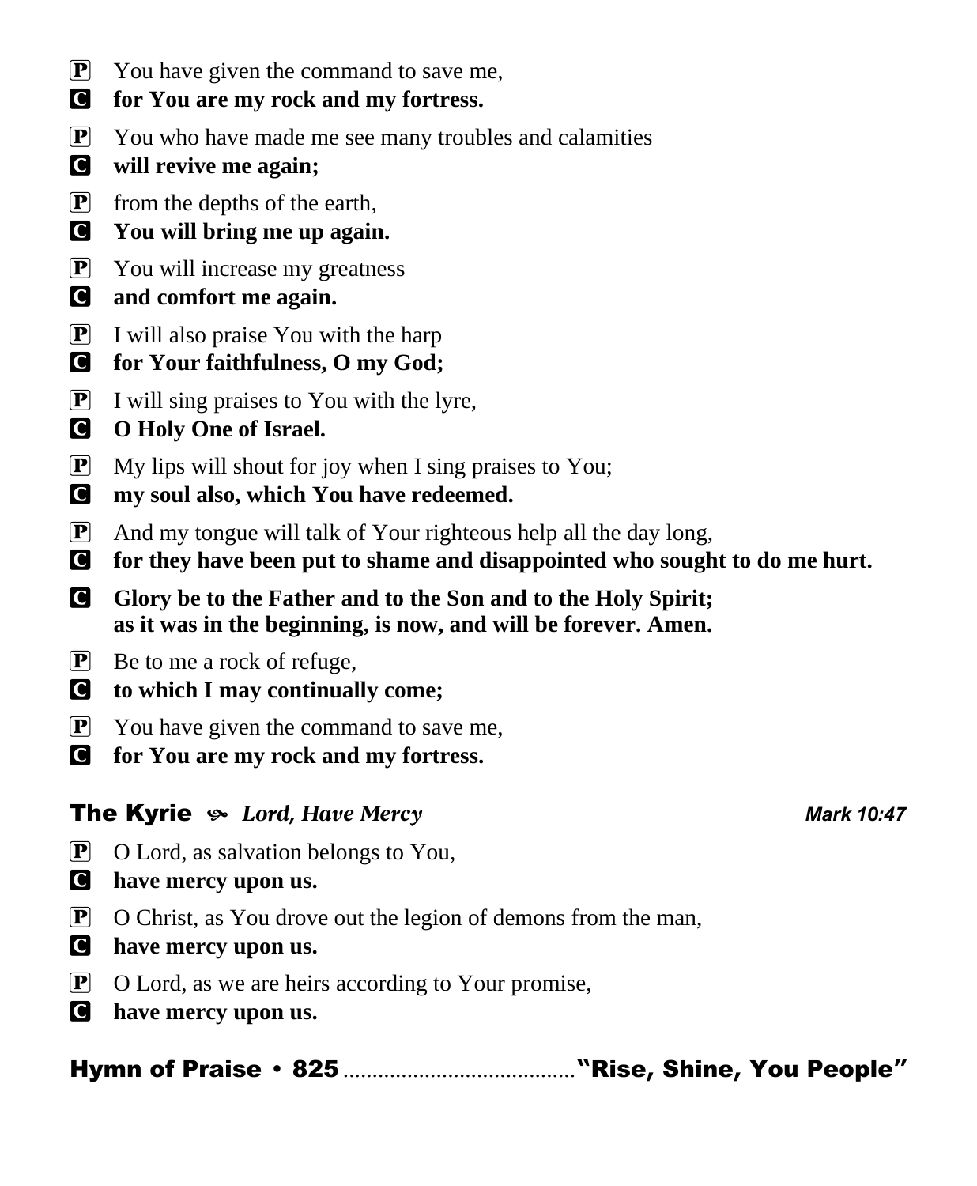**P** You have given the command to save me,
**C** **for You are my rock and my fortress.**

**P** You who have made me see many troubles and calamities
**C** **will revive me again;**

**P** from the depths of the earth,
**C** **You will bring me up again.**

**P** You will increase my greatness
**C** **and comfort me again.**

**P** I will also praise You with the harp
**C** **for Your faithfulness, O my God;**

**P** I will sing praises to You with the lyre,
**C** **O Holy One of Israel.**

**P** My lips will shout for joy when I sing praises to You;
**C** **my soul also, which You have redeemed.**

**P** And my tongue will talk of Your righteous help all the day long,
**C** **for they have been put to shame and disappointed who sought to do me hurt.**

**C** **Glory be to the Father and to the Son and to the Holy Spirit;
as it was in the beginning, is now, and will be forever. Amen.**

**P** Be to me a rock of refuge,
**C** **to which I may continually come;**

**P** You have given the command to save me,
**C** **for You are my rock and my fortress.**

## The Kyrie ౚ *Lord, Have Mercy* — *Mark 10:47*

**P** O Lord, as salvation belongs to You,
**C** **have mercy upon us.**

**P** O Christ, as You drove out the legion of demons from the man,
**C** **have mercy upon us.**

**P** O Lord, as we are heirs according to Your promise,
**C** **have mercy upon us.**

## Hymn of Praise • 825 ........................................ "Rise, Shine, You People"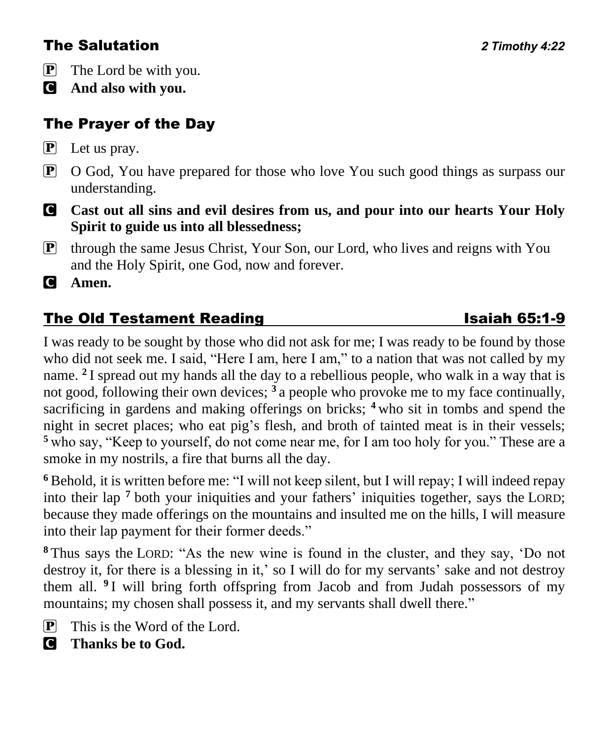## The Salutation

*2 Timothy 4:22*

**P** The Lord be with you.

**C** **And also with you.**

## The Prayer of the Day

**P** Let us pray.

**P** O God, You have prepared for those who love You such good things as surpass our understanding.

**C** **Cast out all sins and evil desires from us, and pour into our hearts Your Holy Spirit to guide us into all blessedness;**

**P** through the same Jesus Christ, Your Son, our Lord, who lives and reigns with You and the Holy Spirit, one God, now and forever.

**C** **Amen.**

## The Old Testament Reading — Isaiah 65:1-9

I was ready to be sought by those who did not ask for me; I was ready to be found by those who did not seek me. I said, "Here I am, here I am," to a nation that was not called by my name. [2] I spread out my hands all the day to a rebellious people, who walk in a way that is not good, following their own devices; [3] a people who provoke me to my face continually, sacrificing in gardens and making offerings on bricks; [4] who sit in tombs and spend the night in secret places; who eat pig's flesh, and broth of tainted meat is in their vessels; [5] who say, "Keep to yourself, do not come near me, for I am too holy for you." These are a smoke in my nostrils, a fire that burns all the day.

[6] Behold, it is written before me: "I will not keep silent, but I will repay; I will indeed repay into their lap [7] both your iniquities and your fathers' iniquities together, says the LORD; because they made offerings on the mountains and insulted me on the hills, I will measure into their lap payment for their former deeds."

[8] Thus says the LORD: "As the new wine is found in the cluster, and they say, 'Do not destroy it, for there is a blessing in it,' so I will do for my servants' sake and not destroy them all. [9] I will bring forth offspring from Jacob and from Judah possessors of my mountains; my chosen shall possess it, and my servants shall dwell there."

**P** This is the Word of the Lord.

**C** **Thanks be to God.**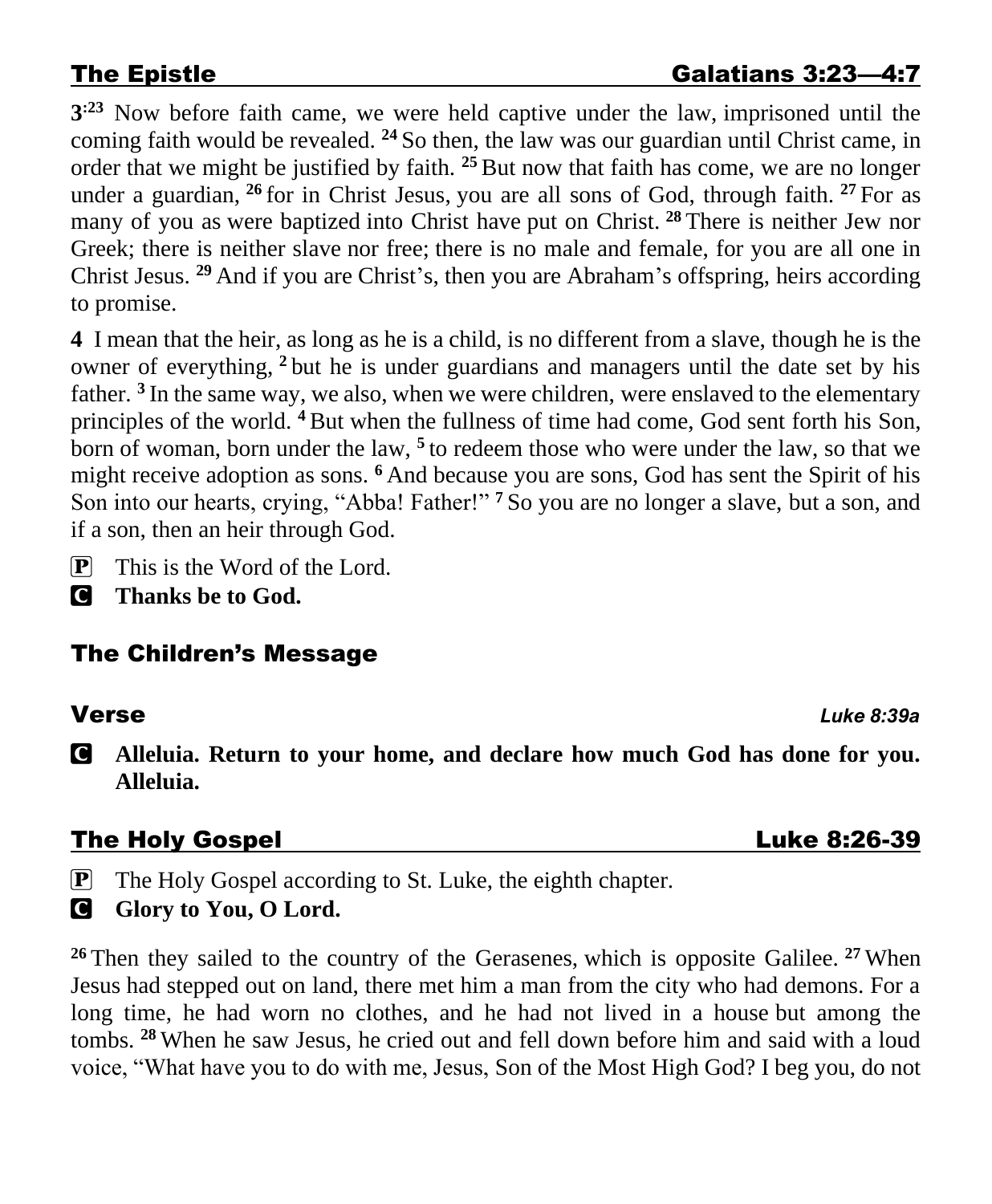## The Epistle — Galatians 3:23—4:7

**3**:**23** Now before faith came, we were held captive under the law, imprisoned until the coming faith would be revealed. **24** So then, the law was our guardian until Christ came, in order that we might be justified by faith. **25** But now that faith has come, we are no longer under a guardian, **26** for in Christ Jesus, you are all sons of God, through faith. **27** For as many of you as were baptized into Christ have put on Christ. **28** There is neither Jew nor Greek; there is neither slave nor free; there is no male and female, for you are all one in Christ Jesus. **29** And if you are Christ's, then you are Abraham's offspring, heirs according to promise.

**4** I mean that the heir, as long as he is a child, is no different from a slave, though he is the owner of everything, **2** but he is under guardians and managers until the date set by his father. **3** In the same way, we also, when we were children, were enslaved to the elementary principles of the world. **4** But when the fullness of time had come, God sent forth his Son, born of woman, born under the law, **5** to redeem those who were under the law, so that we might receive adoption as sons. **6** And because you are sons, God has sent the Spirit of his Son into our hearts, crying, "Abba! Father!" **7** So you are no longer a slave, but a son, and if a son, then an heir through God.

P This is the Word of the Lord.

C **Thanks be to God.**

## The Children's Message

## Verse — *Luke 8:39a*

C **Alleluia. Return to your home, and declare how much God has done for you. Alleluia.**

## The Holy Gospel — Luke 8:26-39

P The Holy Gospel according to St. Luke, the eighth chapter.

C **Glory to You, O Lord.**

**26** Then they sailed to the country of the Gerasenes, which is opposite Galilee. **27** When Jesus had stepped out on land, there met him a man from the city who had demons. For a long time, he had worn no clothes, and he had not lived in a house but among the tombs. **28** When he saw Jesus, he cried out and fell down before him and said with a loud voice, "What have you to do with me, Jesus, Son of the Most High God? I beg you, do not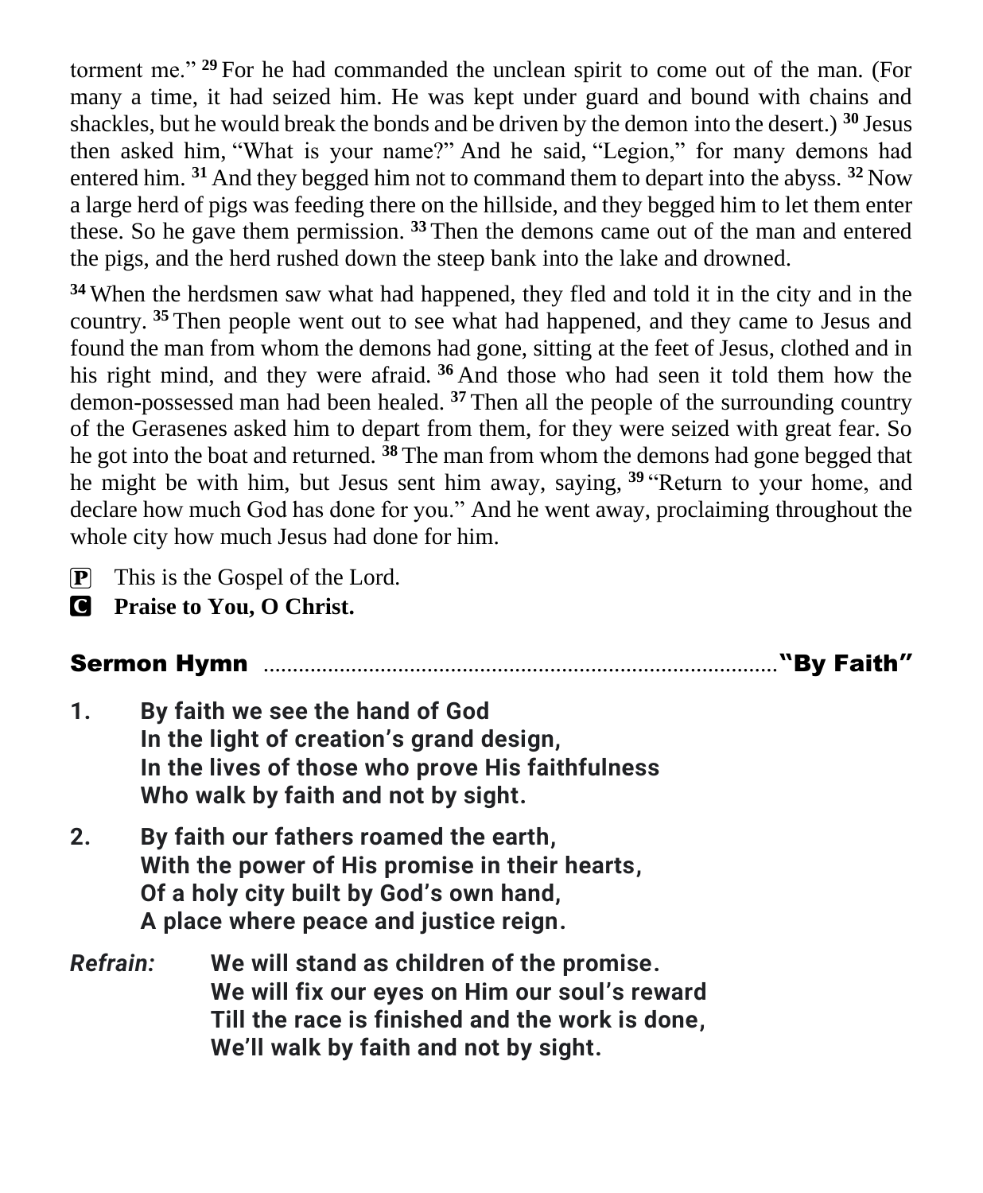torment me." [29] For he had commanded the unclean spirit to come out of the man. (For many a time, it had seized him. He was kept under guard and bound with chains and shackles, but he would break the bonds and be driven by the demon into the desert.) [30] Jesus then asked him, "What is your name?" And he said, "Legion," for many demons had entered him. [31] And they begged him not to command them to depart into the abyss. [32] Now a large herd of pigs was feeding there on the hillside, and they begged him to let them enter these. So he gave them permission. [33] Then the demons came out of the man and entered the pigs, and the herd rushed down the steep bank into the lake and drowned.

[34] When the herdsmen saw what had happened, they fled and told it in the city and in the country. [35] Then people went out to see what had happened, and they came to Jesus and found the man from whom the demons had gone, sitting at the feet of Jesus, clothed and in his right mind, and they were afraid. [36] And those who had seen it told them how the demon-possessed man had been healed. [37] Then all the people of the surrounding country of the Gerasenes asked him to depart from them, for they were seized with great fear. So he got into the boat and returned. [38] The man from whom the demons had gone begged that he might be with him, but Jesus sent him away, saying, [39] "Return to your home, and declare how much God has done for you." And he went away, proclaiming throughout the whole city how much Jesus had done for him.

P This is the Gospel of the Lord.

C **Praise to You, O Christ.**

## Sermon Hymn ........................................ "By Faith"

**1. By faith we see the hand of God**
**In the light of creation's grand design,**
**In the lives of those who prove His faithfulness**
**Who walk by faith and not by sight.**

**2. By faith our fathers roamed the earth,**
**With the power of His promise in their hearts,**
**Of a holy city built by God's own hand,**
**A place where peace and justice reign.**

***Refrain:*** **We will stand as children of the promise.**
**We will fix our eyes on Him our soul's reward**
**Till the race is finished and the work is done,**
**We'll walk by faith and not by sight.**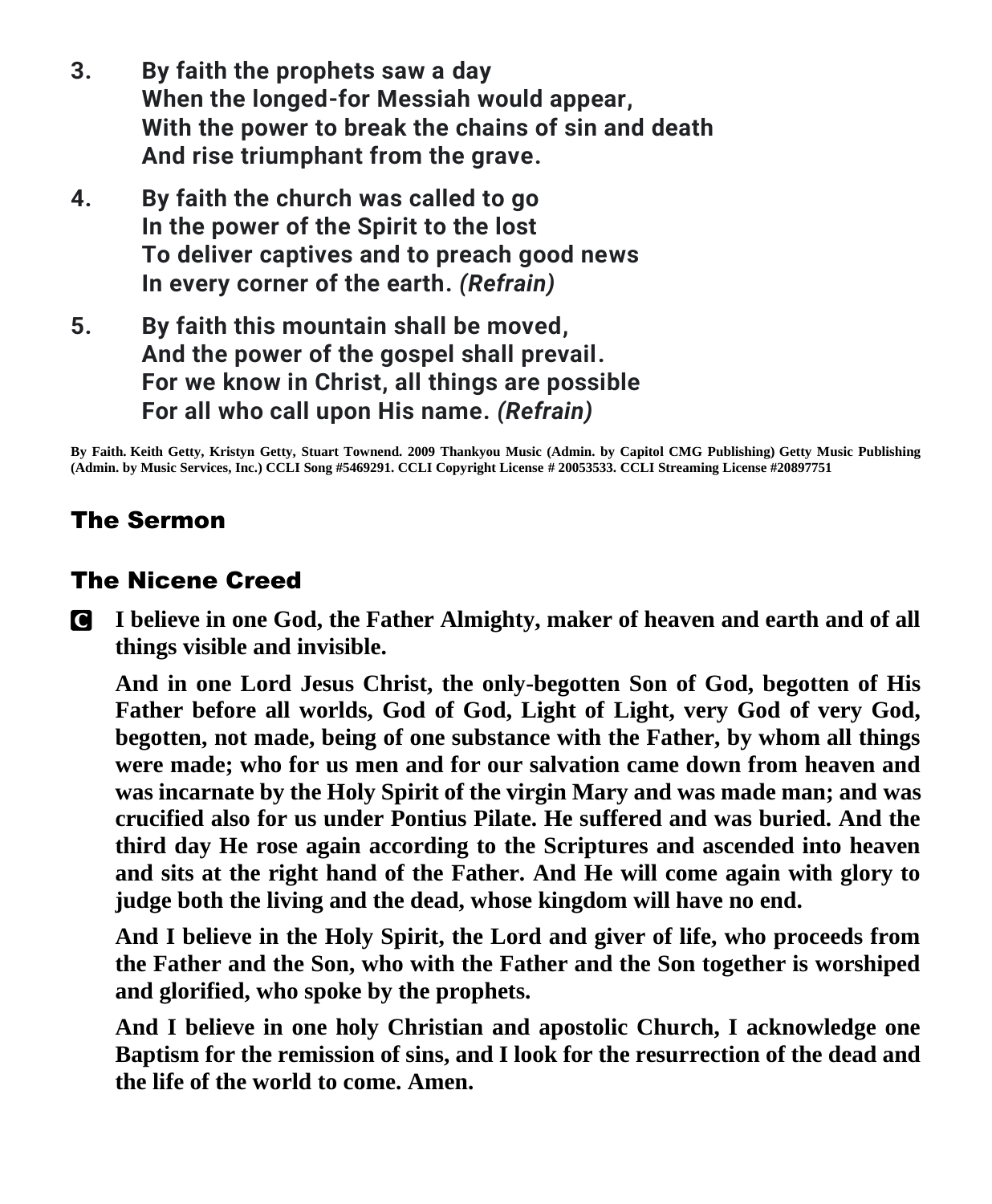3. **By faith the prophets saw a day**
   **When the longed-for Messiah would appear,**
   **With the power to break the chains of sin and death**
   **And rise triumphant from the grave.**

4. **By faith the church was called to go**
   **In the power of the Spirit to the lost**
   **To deliver captives and to preach good news**
   **In every corner of the earth.** ***(Refrain)***

5. **By faith this mountain shall be moved,**
   **And the power of the gospel shall prevail.**
   **For we know in Christ, all things are possible**
   **For all who call upon His name.** ***(Refrain)***

**By Faith. Keith Getty, Kristyn Getty, Stuart Townend. 2009 Thankyou Music (Admin. by Capitol CMG Publishing) Getty Music Publishing (Admin. by Music Services, Inc.) CCLI Song #5469291. CCLI Copyright License # 20053533. CCLI Streaming License #20897751**

## The Sermon

## The Nicene Creed

**C** **I believe in one God, the Father Almighty, maker of heaven and earth and of all things visible and invisible.**

**And in one Lord Jesus Christ, the only-begotten Son of God, begotten of His Father before all worlds, God of God, Light of Light, very God of very God, begotten, not made, being of one substance with the Father, by whom all things were made; who for us men and for our salvation came down from heaven and was incarnate by the Holy Spirit of the virgin Mary and was made man; and was crucified also for us under Pontius Pilate. He suffered and was buried. And the third day He rose again according to the Scriptures and ascended into heaven and sits at the right hand of the Father. And He will come again with glory to judge both the living and the dead, whose kingdom will have no end.**

**And I believe in the Holy Spirit, the Lord and giver of life, who proceeds from the Father and the Son, who with the Father and the Son together is worshiped and glorified, who spoke by the prophets.**

**And I believe in one holy Christian and apostolic Church, I acknowledge one Baptism for the remission of sins, and I look for the resurrection of the dead and the life of the world to come. Amen.**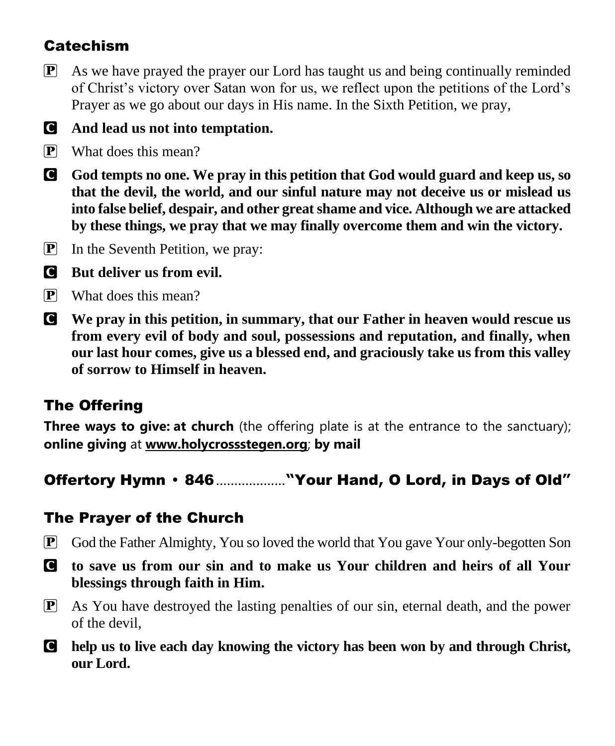## Catechism

**P** As we have prayed the prayer our Lord has taught us and being continually reminded of Christ's victory over Satan won for us, we reflect upon the petitions of the Lord's Prayer as we go about our days in His name. In the Sixth Petition, we pray,

**C** **And lead us not into temptation.**

**P** What does this mean?

**C** **God tempts no one. We pray in this petition that God would guard and keep us, so that the devil, the world, and our sinful nature may not deceive us or mislead us into false belief, despair, and other great shame and vice. Although we are attacked by these things, we pray that we may finally overcome them and win the victory.**

**P** In the Seventh Petition, we pray:

**C** **But deliver us from evil.**

**P** What does this mean?

**C** **We pray in this petition, in summary, that our Father in heaven would rescue us from every evil of body and soul, possessions and reputation, and finally, when our last hour comes, give us a blessed end, and graciously take us from this valley of sorrow to Himself in heaven.**

## The Offering

**Three ways to give: at church** (the offering plate is at the entrance to the sanctuary); **online giving** at **www.holycrossstegen.org**; **by mail**

## Offertory Hymn • 846 .................. "Your Hand, O Lord, in Days of Old"

## The Prayer of the Church

**P** God the Father Almighty, You so loved the world that You gave Your only-begotten Son

**C** **to save us from our sin and to make us Your children and heirs of all Your blessings through faith in Him.**

**P** As You have destroyed the lasting penalties of our sin, eternal death, and the power of the devil,

**C** **help us to live each day knowing the victory has been won by and through Christ, our Lord.**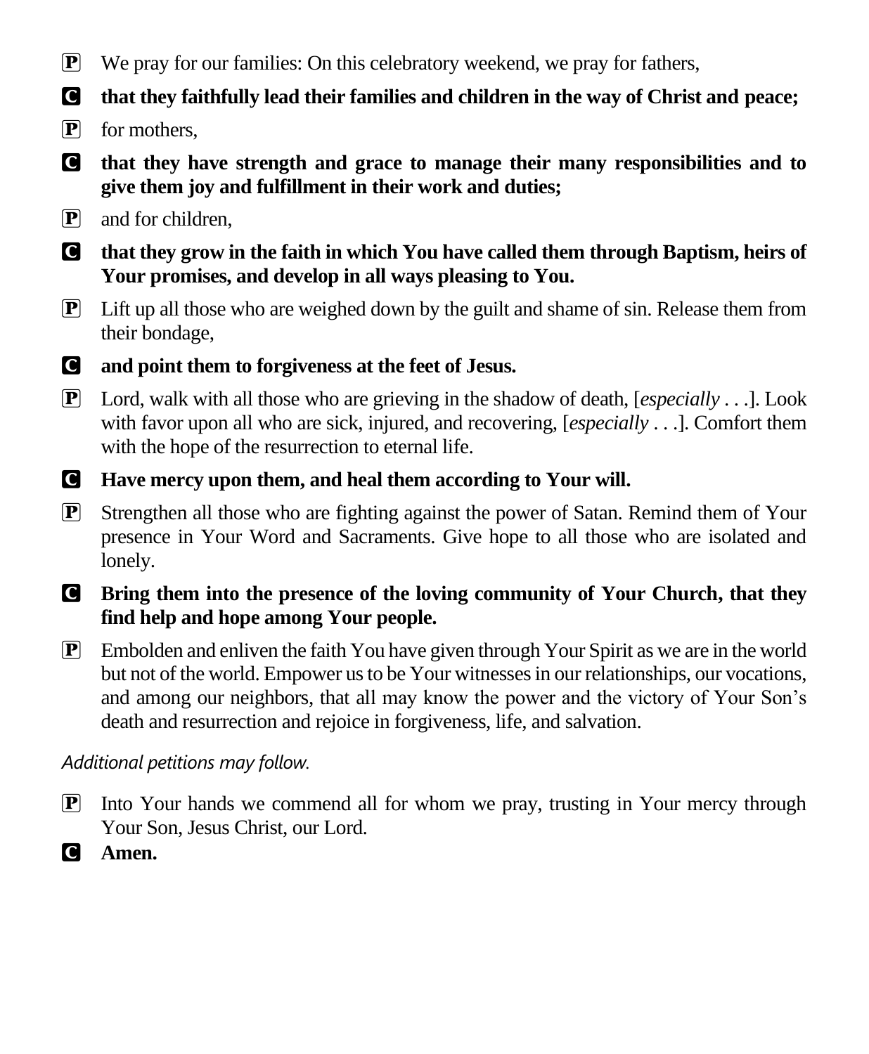P We pray for our families: On this celebratory weekend, we pray for fathers,

C **that they faithfully lead their families and children in the way of Christ and peace;**

P for mothers,

C **that they have strength and grace to manage their many responsibilities and to give them joy and fulfillment in their work and duties;**

P and for children,

C **that they grow in the faith in which You have called them through Baptism, heirs of Your promises, and develop in all ways pleasing to You.**

P Lift up all those who are weighed down by the guilt and shame of sin. Release them from their bondage,

C **and point them to forgiveness at the feet of Jesus.**

P Lord, walk with all those who are grieving in the shadow of death, [*especially* . . .]. Look with favor upon all who are sick, injured, and recovering, [*especially* . . .]. Comfort them with the hope of the resurrection to eternal life.

C **Have mercy upon them, and heal them according to Your will.**

P Strengthen all those who are fighting against the power of Satan. Remind them of Your presence in Your Word and Sacraments. Give hope to all those who are isolated and lonely.

C **Bring them into the presence of the loving community of Your Church, that they find help and hope among Your people.**

P Embolden and enliven the faith You have given through Your Spirit as we are in the world but not of the world. Empower us to be Your witnesses in our relationships, our vocations, and among our neighbors, that all may know the power and the victory of Your Son's death and resurrection and rejoice in forgiveness, life, and salvation.

*Additional petitions may follow.*

P Into Your hands we commend all for whom we pray, trusting in Your mercy through Your Son, Jesus Christ, our Lord.

C **Amen.**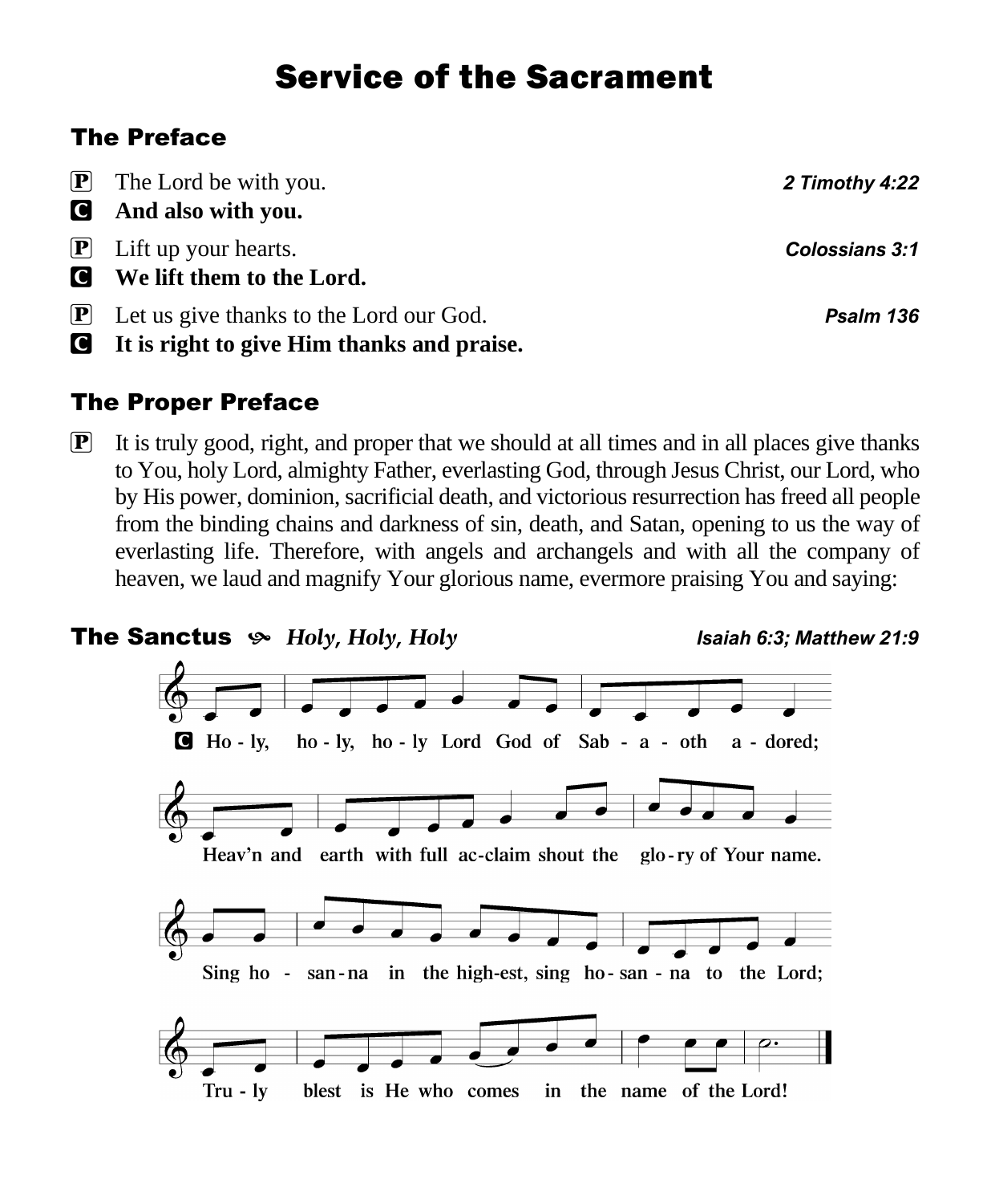# Service of the Sacrament

## The Preface

**P** The Lord be with you. ***2 Timothy 4:22***
**C** **And also with you.**

**P** Lift up your hearts. ***Colossians 3:1***
**C** **We lift them to the Lord.**

**P** Let us give thanks to the Lord our God. ***Psalm 136***
**C** **It is right to give Him thanks and praise.**

## The Proper Preface

**P** It is truly good, right, and proper that we should at all times and in all places give thanks to You, holy Lord, almighty Father, everlasting God, through Jesus Christ, our Lord, who by His power, dominion, sacrificial death, and victorious resurrection has freed all people from the binding chains and darkness of sin, death, and Satan, opening to us the way of everlasting life. Therefore, with angels and archangels and with all the company of heaven, we laud and magnify Your glorious name, evermore praising You and saying:

## The Sanctus ೫ *Holy, Holy, Holy* ***Isaiah 6:3; Matthew 21:9***

**C** Ho - ly, ho - ly, ho - ly Lord God of Sab - a - oth a - dored;
Heav'n and earth with full ac-claim shout the glo - ry of Your name.
Sing ho - san - na in the high-est, sing ho - san - na to the Lord;
Tru - ly blest is He who comes in the name of the Lord!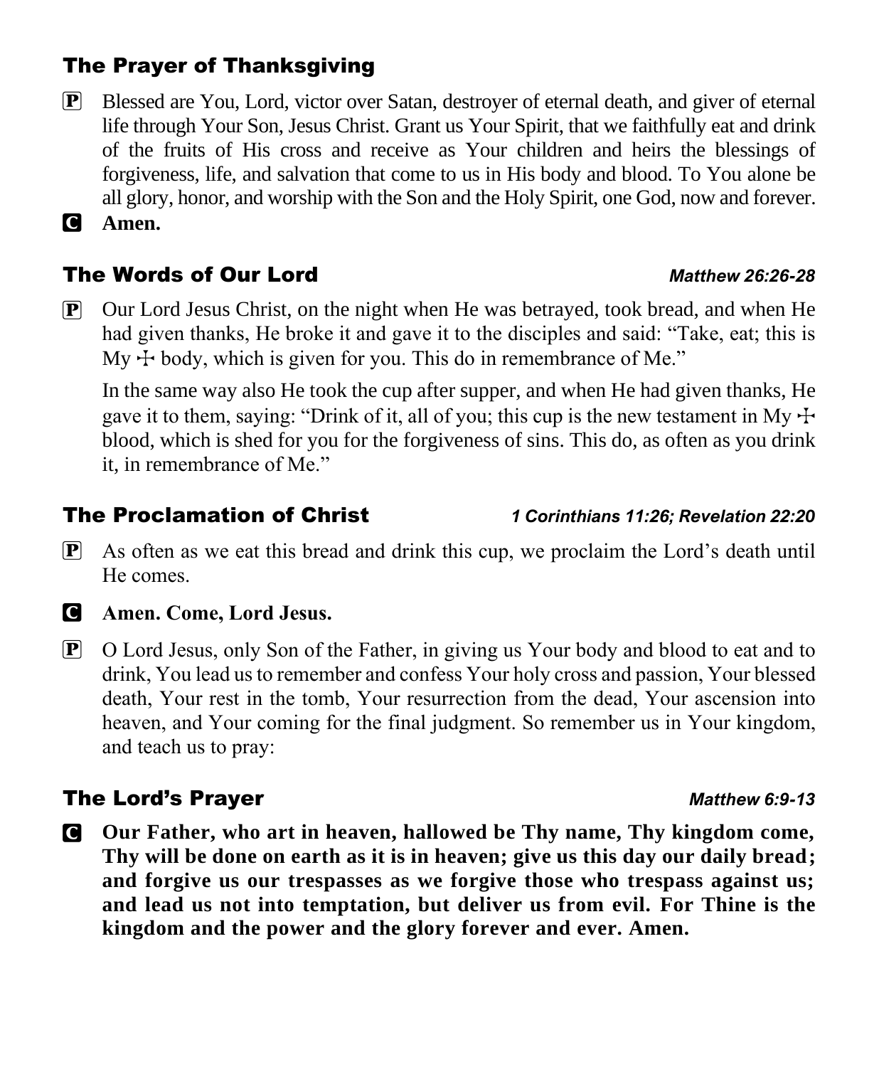## The Prayer of Thanksgiving

**P** Blessed are You, Lord, victor over Satan, destroyer of eternal death, and giver of eternal life through Your Son, Jesus Christ. Grant us Your Spirit, that we faithfully eat and drink of the fruits of His cross and receive as Your children and heirs the blessings of forgiveness, life, and salvation that come to us in His body and blood. To You alone be all glory, honor, and worship with the Son and the Holy Spirit, one God, now and forever.

**C** **Amen.**

## The Words of Our Lord *Matthew 26:26-28*

**P** Our Lord Jesus Christ, on the night when He was betrayed, took bread, and when He had given thanks, He broke it and gave it to the disciples and said: "Take, eat; this is My ☩ body, which is given for you. This do in remembrance of Me."

In the same way also He took the cup after supper, and when He had given thanks, He gave it to them, saying: "Drink of it, all of you; this cup is the new testament in My ☩ blood, which is shed for you for the forgiveness of sins. This do, as often as you drink it, in remembrance of Me."

## The Proclamation of Christ *1 Corinthians 11:26; Revelation 22:20*

**P** As often as we eat this bread and drink this cup, we proclaim the Lord's death until He comes.

**C** **Amen. Come, Lord Jesus.**

**P** O Lord Jesus, only Son of the Father, in giving us Your body and blood to eat and to drink, You lead us to remember and confess Your holy cross and passion, Your blessed death, Your rest in the tomb, Your resurrection from the dead, Your ascension into heaven, and Your coming for the final judgment. So remember us in Your kingdom, and teach us to pray:

## The Lord's Prayer *Matthew 6:9-13*

**C** **Our Father, who art in heaven, hallowed be Thy name, Thy kingdom come, Thy will be done on earth as it is in heaven; give us this day our daily bread; and forgive us our trespasses as we forgive those who trespass against us; and lead us not into temptation, but deliver us from evil. For Thine is the kingdom and the power and the glory forever and ever. Amen.**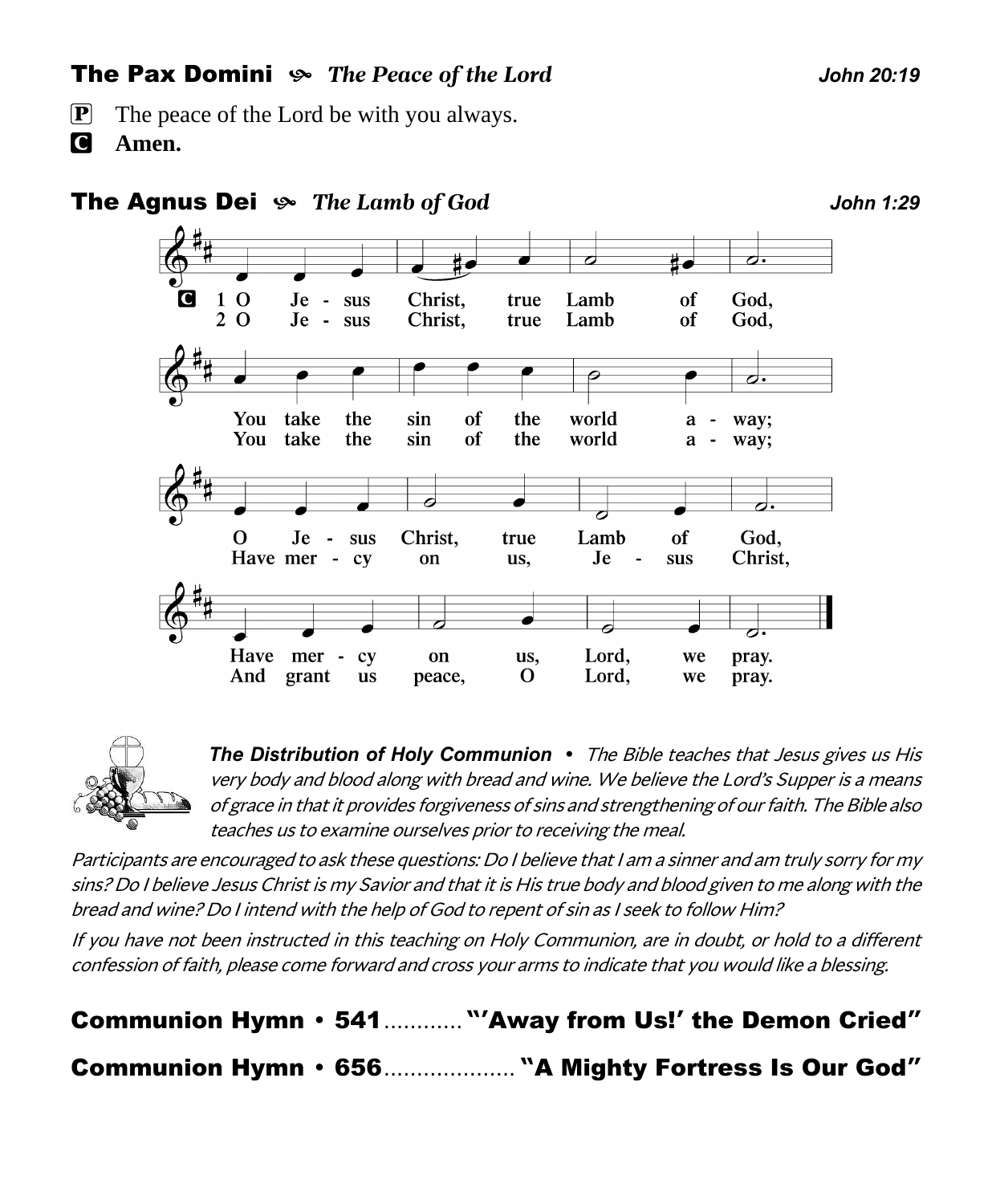## The Pax Domini ✤ *The Peace of the Lord* — *John 20:19*

**P** The peace of the Lord be with you always.

**C** **Amen.**

## The Agnus Dei ✤ *The Lamb of God* — *John 1:29*

**C**

1 O Jesus Christ, true Lamb of God,
You take the sin of the world away;
O Jesus Christ, true Lamb of God,
Have mercy on us, Lord, we pray.

2 O Jesus Christ, true Lamb of God,
You take the sin of the world away;
Have mercy on us, Jesus Christ,
And grant us peace, O Lord, we pray.

***The Distribution of Holy Communion*** • *The Bible teaches that Jesus gives us His very body and blood along with bread and wine. We believe the Lord's Supper is a means of grace in that it provides forgiveness of sins and strengthening of our faith. The Bible also teaches us to examine ourselves prior to receiving the meal.*

*Participants are encouraged to ask these questions: Do I believe that I am a sinner and am truly sorry for my sins? Do I believe Jesus Christ is my Savior and that it is His true body and blood given to me along with the bread and wine? Do I intend with the help of God to repent of sin as I seek to follow Him?*

*If you have not been instructed in this teaching on Holy Communion, are in doubt, or hold to a different confession of faith, please come forward and cross your arms to indicate that you would like a blessing.*

## Communion Hymn • 541 ............ "'Away from Us!' the Demon Cried"

## Communion Hymn • 656 .................... "A Mighty Fortress Is Our God"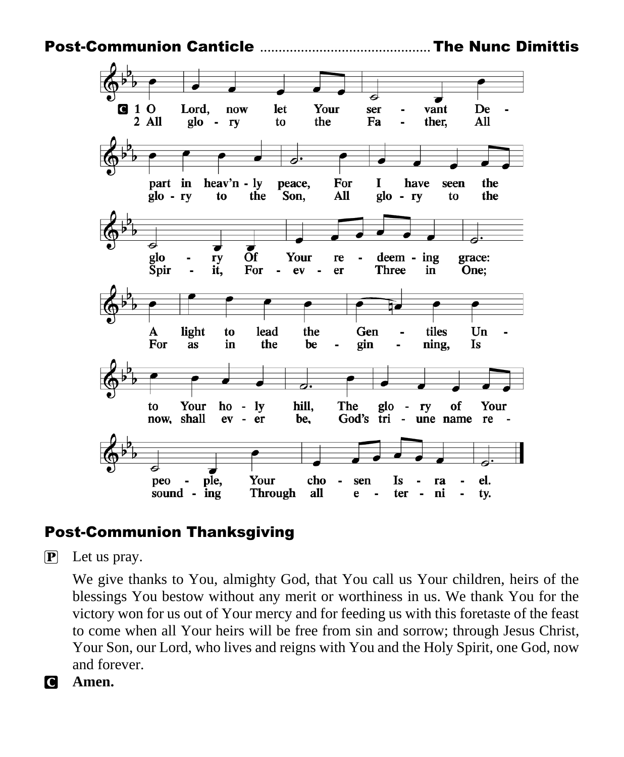## Post-Communion Canticle ............................................ The Nunc Dimittis

**C** 1 O Lord, now let Your servant Depart in heav'nly peace, For I have seen the glory Of Your redeeming grace: A light to lead the Gentiles Unto Your holy hill, The glory of Your people, Your chosen Israel.

2 All glory to the Father, All glory to the Son, All glory to the Spirit, Forever Three in One; For as in the beginning, Is now, shall ever be, God's triune name resounding Through all eternity.

## Post-Communion Thanksgiving

**P** Let us pray.

We give thanks to You, almighty God, that You call us Your children, heirs of the blessings You bestow without any merit or worthiness in us. We thank You for the victory won for us out of Your mercy and for feeding us with this foretaste of the feast to come when all Your heirs will be free from sin and sorrow; through Jesus Christ, Your Son, our Lord, who lives and reigns with You and the Holy Spirit, one God, now and forever.

**C** **Amen.**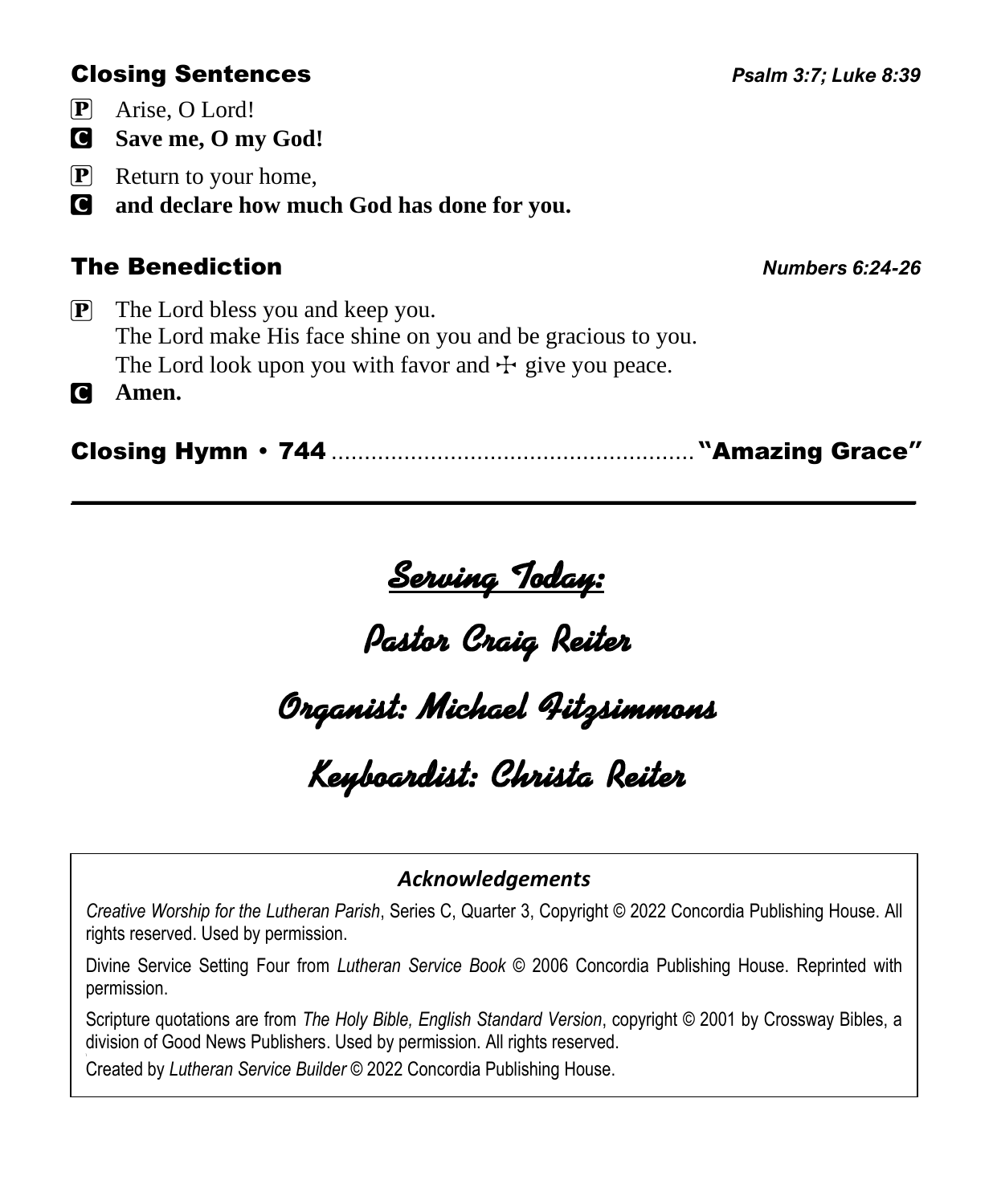## Closing Sentences *Psalm 3:7; Luke 8:39*

P Arise, O Lord!

C **Save me, O my God!**

P Return to your home,

C **and declare how much God has done for you.**

## The Benediction *Numbers 6:24-26*

P The Lord bless you and keep you.
The Lord make His face shine on you and be gracious to you.
The Lord look upon you with favor and ☩ give you peace.

C **Amen.**

## Closing Hymn • 744 ........................................................ "Amazing Grace"

---

**Serving Today:**

**Pastor Craig Reiter**

**Organist: Michael Fitzsimmons**

**Keyboardist: Christa Reiter**

***Acknowledgements***

*Creative Worship for the Lutheran Parish*, Series C, Quarter 3, Copyright © 2022 Concordia Publishing House. All rights reserved. Used by permission.

Divine Service Setting Four from *Lutheran Service Book* © 2006 Concordia Publishing House. Reprinted with permission.

Scripture quotations are from *The Holy Bible, English Standard Version*, copyright © 2001 by Crossway Bibles, a division of Good News Publishers. Used by permission. All rights reserved.

Created by *Lutheran Service Builder* © 2022 Concordia Publishing House.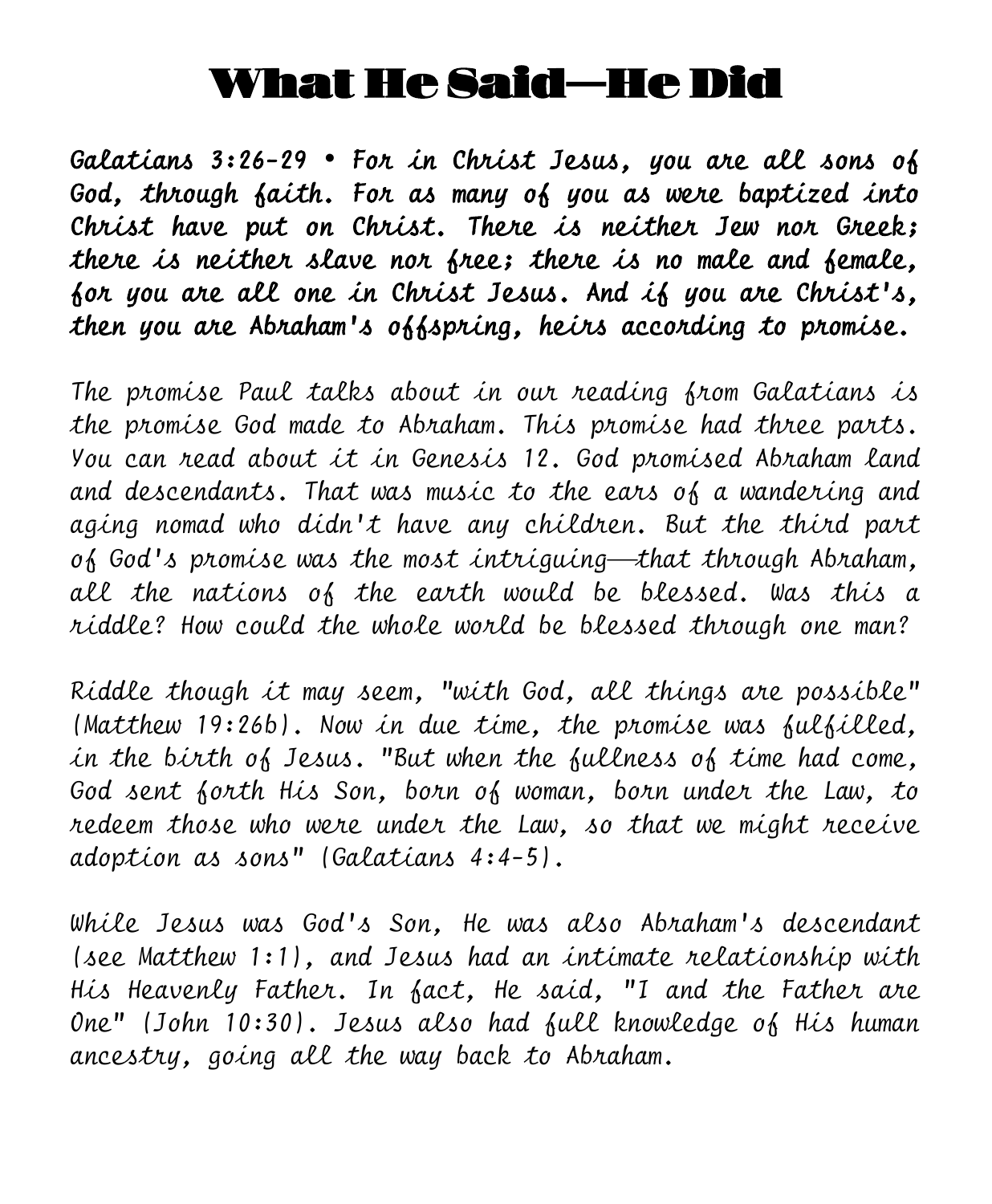# What He Said—He Did

**Galatians 3:26-29 • For in Christ Jesus, you are all sons of God, through faith. For as many of you as were baptized into Christ have put on Christ. There is neither Jew nor Greek; there is neither slave nor free; there is no male and female, for you are all one in Christ Jesus. And if you are Christ's, then you are Abraham's offspring, heirs according to promise.**

The promise Paul talks about in our reading from Galatians is the promise God made to Abraham. This promise had three parts. You can read about it in Genesis 12. God promised Abraham land and descendants. That was music to the ears of a wandering and aging nomad who didn't have any children. But the third part of God's promise was the most intriguing—that through Abraham, all the nations of the earth would be blessed. Was this a riddle? How could the whole world be blessed through one man?

Riddle though it may seem, "with God, all things are possible" (Matthew 19:26b). Now in due time, the promise was fulfilled, in the birth of Jesus. "But when the fullness of time had come, God sent forth His Son, born of woman, born under the Law, to redeem those who were under the Law, so that we might receive adoption as sons" (Galatians 4:4-5).

While Jesus was God's Son, He was also Abraham's descendant (see Matthew 1:1), and Jesus had an intimate relationship with His Heavenly Father. In fact, He said, "I and the Father are One" (John 10:30). Jesus also had full knowledge of His human ancestry, going all the way back to Abraham.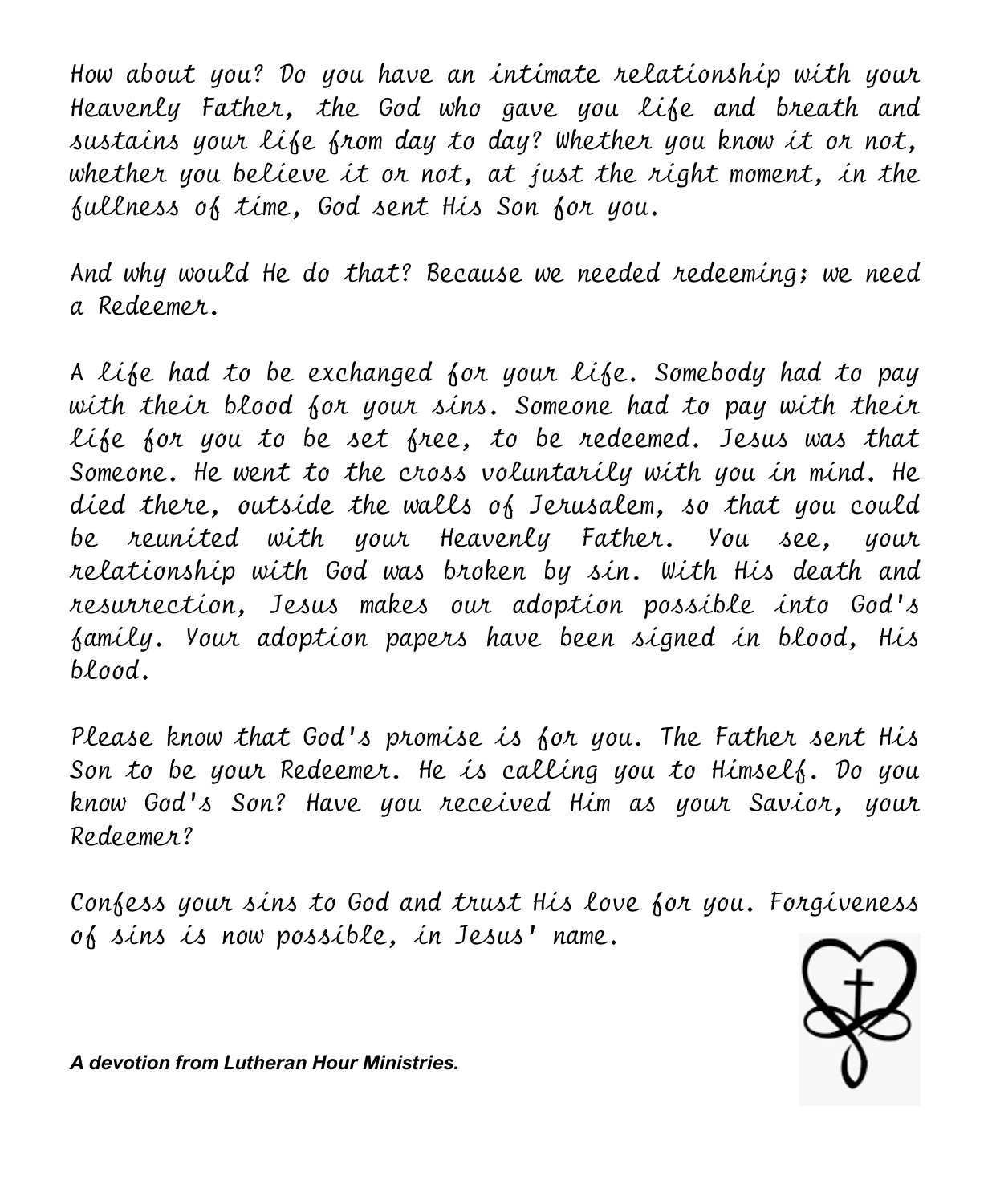How about you? Do you have an intimate relationship with your Heavenly Father, the God who gave you life and breath and sustains your life from day to day? Whether you know it or not, whether you believe it or not, at just the right moment, in the fullness of time, God sent His Son for you.

And why would He do that? Because we needed redeeming; we need a Redeemer.

A life had to be exchanged for your life. Somebody had to pay with their blood for your sins. Someone had to pay with their life for you to be set free, to be redeemed. Jesus was that Someone. He went to the cross voluntarily with you in mind. He died there, outside the walls of Jerusalem, so that you could be reunited with your Heavenly Father. You see, your relationship with God was broken by sin. With His death and resurrection, Jesus makes our adoption possible into God's family. Your adoption papers have been signed in blood, His blood.

Please know that God's promise is for you. The Father sent His Son to be your Redeemer. He is calling you to Himself. Do you know God's Son? Have you received Him as your Savior, your Redeemer?

Confess your sins to God and trust His love for you. Forgiveness of sins is now possible, in Jesus' name.

***A devotion from Lutheran Hour Ministries.***